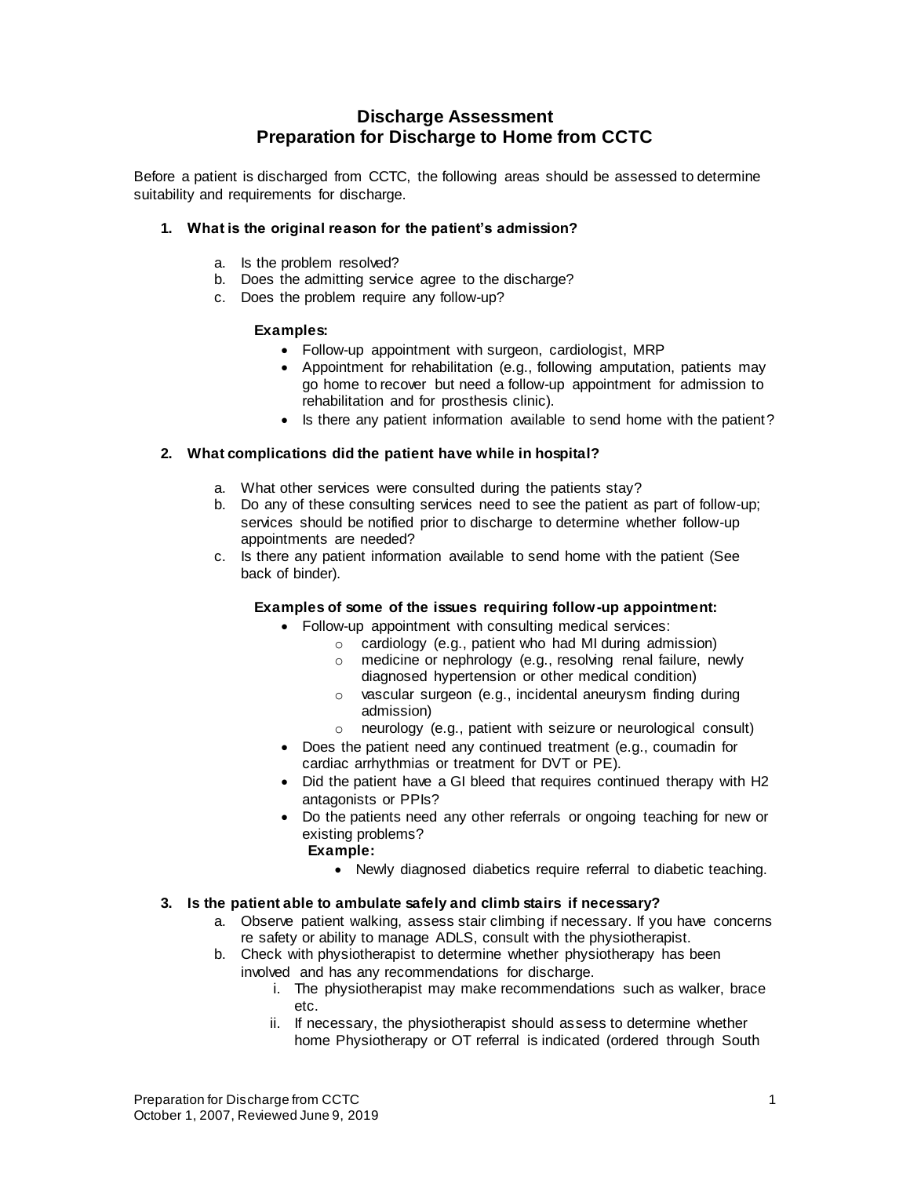# Discharge Assessment
# Preparation for Discharge to Home from CCTC

Before a patient is discharged from CCTC, the following areas should be assessed to determine suitability and requirements for discharge.

1. **What is the original reason for the patient's admission?**

   a. Is the problem resolved?
   b. Does the admitting service agree to the discharge?
   c. Does the problem require any follow-up?

   **Examples:**
   - Follow-up appointment with surgeon, cardiologist, MRP
   - Appointment for rehabilitation (e.g., following amputation, patients may go home to recover but need a follow-up appointment for admission to rehabilitation and for prosthesis clinic).
   - Is there any patient information available to send home with the patient?

2. **What complications did the patient have while in hospital?**

   a. What other services were consulted during the patients stay?
   b. Do any of these consulting services need to see the patient as part of follow-up; services should be notified prior to discharge to determine whether follow-up appointments are needed?
   c. Is there any patient information available to send home with the patient (See back of binder).

   **Examples of some of the issues requiring follow-up appointment:**
   - Follow-up appointment with consulting medical services:
     - cardiology (e.g., patient who had MI during admission)
     - medicine or nephrology (e.g., resolving renal failure, newly diagnosed hypertension or other medical condition)
     - vascular surgeon (e.g., incidental aneurysm finding during admission)
     - neurology (e.g., patient with seizure or neurological consult)
   - Does the patient need any continued treatment (e.g., coumadin for cardiac arrhythmias or treatment for DVT or PE).
   - Did the patient have a GI bleed that requires continued therapy with H2 antagonists or PPIs?
   - Do the patients need any other referrals or ongoing teaching for new or existing problems?
     **Example:**
     - Newly diagnosed diabetics require referral to diabetic teaching.

3. **Is the patient able to ambulate safely and climb stairs if necessary?**
   a. Observe patient walking, assess stair climbing if necessary. If you have concerns re safety or ability to manage ADLS, consult with the physiotherapist.
   b. Check with physiotherapist to determine whether physiotherapy has been involved and has any recommendations for discharge.
      i. The physiotherapist may make recommendations such as walker, brace etc.
      ii. If necessary, the physiotherapist should assess to determine whether home Physiotherapy or OT referral is indicated (ordered through South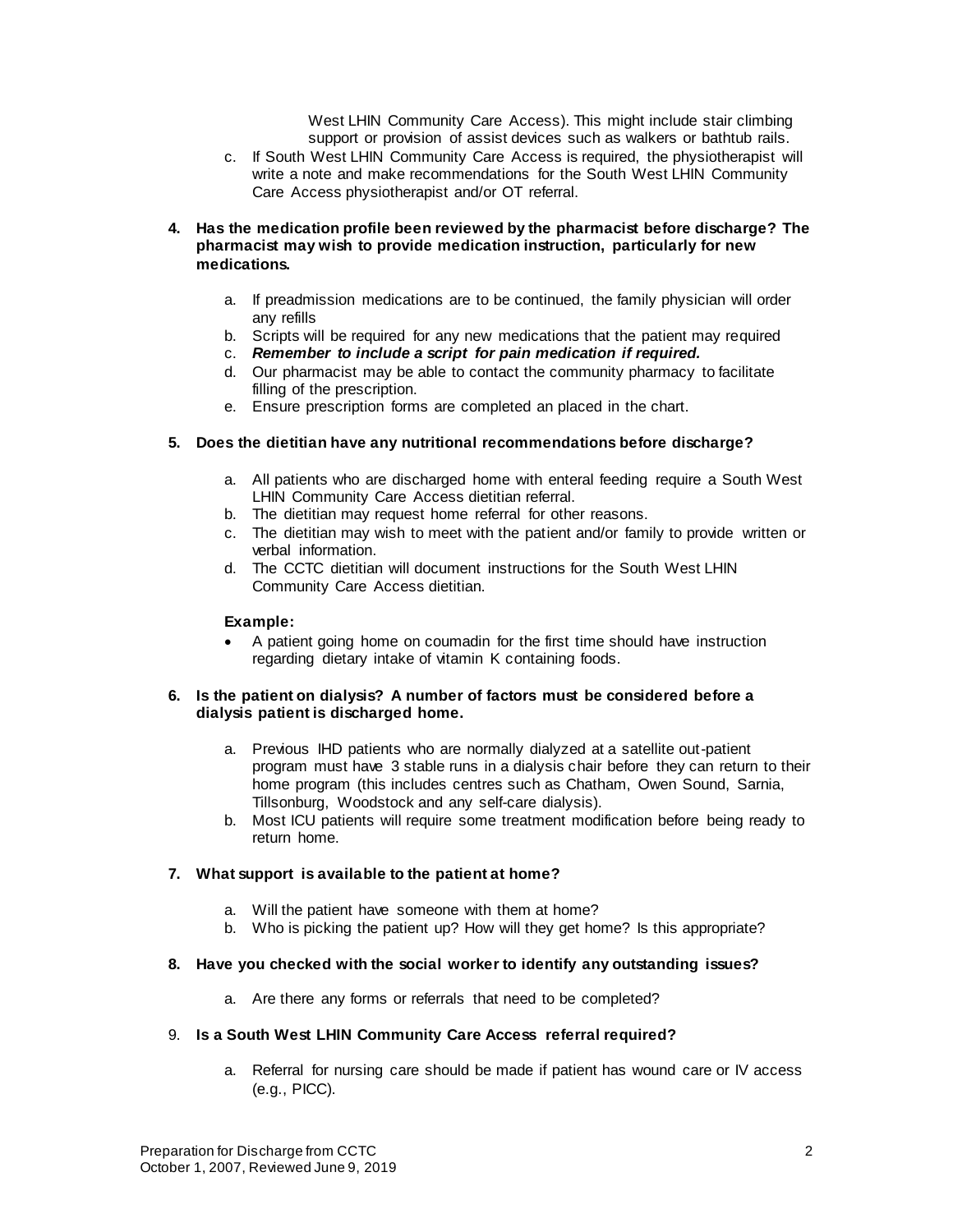West LHIN Community Care Access). This might include stair climbing support or provision of assist devices such as walkers or bathtub rails.

c. If South West LHIN Community Care Access is required, the physiotherapist will write a note and make recommendations for the South West LHIN Community Care Access physiotherapist and/or OT referral.

**4. Has the medication profile been reviewed by the pharmacist before discharge? The pharmacist may wish to provide medication instruction, particularly for new medications.**

a. If preadmission medications are to be continued, the family physician will order any refills
b. Scripts will be required for any new medications that the patient may required
c. ***Remember to include a script for pain medication if required.***
d. Our pharmacist may be able to contact the community pharmacy to facilitate filling of the prescription.
e. Ensure prescription forms are completed an placed in the chart.

**5. Does the dietitian have any nutritional recommendations before discharge?**

a. All patients who are discharged home with enteral feeding require a South West LHIN Community Care Access dietitian referral.
b. The dietitian may request home referral for other reasons.
c. The dietitian may wish to meet with the patient and/or family to provide written or verbal information.
d. The CCTC dietitian will document instructions for the South West LHIN Community Care Access dietitian.

**Example:**

- A patient going home on coumadin for the first time should have instruction regarding dietary intake of vitamin K containing foods.

**6. Is the patient on dialysis? A number of factors must be considered before a dialysis patient is discharged home.**

a. Previous IHD patients who are normally dialyzed at a satellite out-patient program must have 3 stable runs in a dialysis chair before they can return to their home program (this includes centres such as Chatham, Owen Sound, Sarnia, Tillsonburg, Woodstock and any self-care dialysis).
b. Most ICU patients will require some treatment modification before being ready to return home.

**7. What support is available to the patient at home?**

a. Will the patient have someone with them at home?
b. Who is picking the patient up? How will they get home? Is this appropriate?

**8. Have you checked with the social worker to identify any outstanding issues?**

a. Are there any forms or referrals that need to be completed?

9. **Is a South West LHIN Community Care Access referral required?**

a. Referral for nursing care should be made if patient has wound care or IV access (e.g., PICC).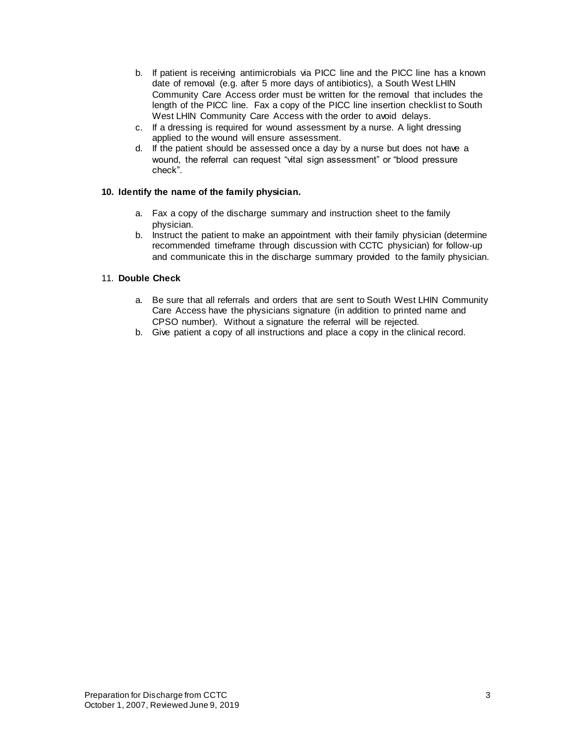b. If patient is receiving antimicrobials via PICC line and the PICC line has a known date of removal (e.g. after 5 more days of antibiotics), a South West LHIN Community Care Access order must be written for the removal that includes the length of the PICC line. Fax a copy of the PICC line insertion checklist to South West LHIN Community Care Access with the order to avoid delays.
c. If a dressing is required for wound assessment by a nurse. A light dressing applied to the wound will ensure assessment.
d. If the patient should be assessed once a day by a nurse but does not have a wound, the referral can request "vital sign assessment" or "blood pressure check".

**10. Identify the name of the family physician.**

a. Fax a copy of the discharge summary and instruction sheet to the family physician.
b. Instruct the patient to make an appointment with their family physician (determine recommended timeframe through discussion with CCTC physician) for follow-up and communicate this in the discharge summary provided to the family physician.

11. **Double Check**

a. Be sure that all referrals and orders that are sent to South West LHIN Community Care Access have the physicians signature (in addition to printed name and CPSO number). Without a signature the referral will be rejected.
b. Give patient a copy of all instructions and place a copy in the clinical record.